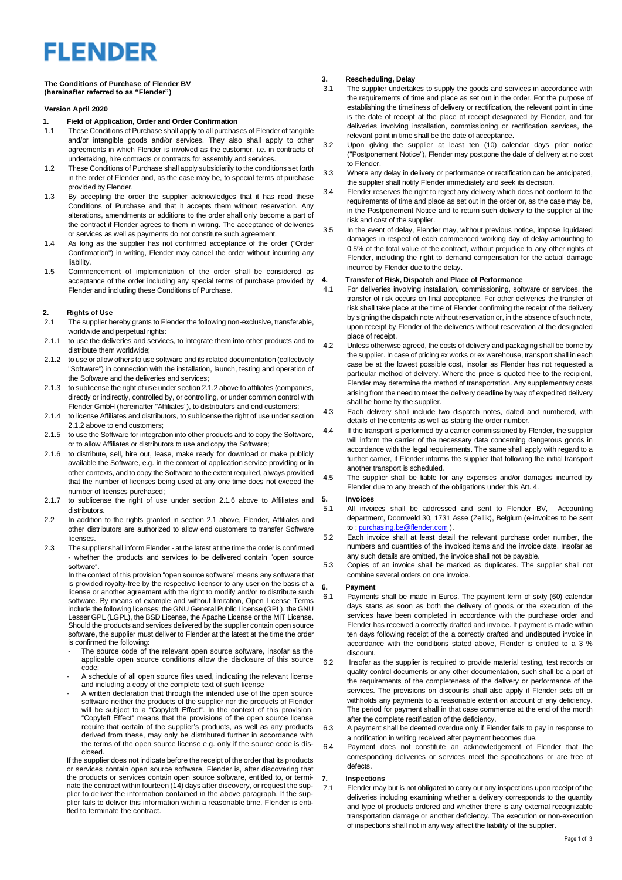# FLENDER

**The Conditions of Purchase of Flender BV**
**(hereinafter referred to as "Flender")**

**Version April 2020**

## 1. Field of Application, Order and Order Confirmation

1.1 These Conditions of Purchase shall apply to all purchases of Flender of tangible and/or intangible goods and/or services. They also shall apply to other agreements in which Flender is involved as the customer, i.e. in contracts of undertaking, hire contracts or contracts for assembly and services.

1.2 These Conditions of Purchase shall apply subsidiarily to the conditions set forth in the order of Flender and, as the case may be, to special terms of purchase provided by Flender.

1.3 By accepting the order the supplier acknowledges that it has read these Conditions of Purchase and that it accepts them without reservation. Any alterations, amendments or additions to the order shall only become a part of the contract if Flender agrees to them in writing. The acceptance of deliveries or services as well as payments do not constitute such agreement.

1.4 As long as the supplier has not confirmed acceptance of the order ("Order Confirmation") in writing, Flender may cancel the order without incurring any liability.

1.5 Commencement of implementation of the order shall be considered as acceptance of the order including any special terms of purchase provided by Flender and including these Conditions of Purchase.

## 2. Rights of Use

2.1 The supplier hereby grants to Flender the following non-exclusive, transferable, worldwide and perpetual rights:

2.1.1 to use the deliveries and services, to integrate them into other products and to distribute them worldwide;

2.1.2 to use or allow others to use software and its related documentation (collectively "Software") in connection with the installation, launch, testing and operation of the Software and the deliveries and services;

2.1.3 to sublicense the right of use under section 2.1.2 above to affiliates (companies, directly or indirectly, controlled by, or controlling, or under common control with Flender GmbH (hereinafter "Affiliates"), to distributors and end customers;

2.1.4 to license Affiliates and distributors, to sublicense the right of use under section 2.1.2 above to end customers;

2.1.5 to use the Software for integration into other products and to copy the Software, or to allow Affiliates or distributors to use and copy the Software;

2.1.6 to distribute, sell, hire out, lease, make ready for download or make publicly available the Software, e.g. in the context of application service providing or in other contexts, and to copy the Software to the extent required, always provided that the number of licenses being used at any one time does not exceed the number of licenses purchased;

2.1.7 to sublicense the right of use under section 2.1.6 above to Affiliates and distributors.

2.2 In addition to the rights granted in section 2.1 above, Flender, Affiliates and other distributors are authorized to allow end customers to transfer Software licenses.

2.3 The supplier shall inform Flender - at the latest at the time the order is confirmed - whether the products and services to be delivered contain "open source software".

In the context of this provision "open source software" means any software that is provided royalty-free by the respective licensor to any user on the basis of a license or another agreement with the right to modify and/or to distribute such software. By means of example and without limitation, Open License Terms include the following licenses: the GNU General Public License (GPL), the GNU Lesser GPL (LGPL), the BSD License, the Apache License or the MIT License. Should the products and services delivered by the supplier contain open source software, the supplier must deliver to Flender at the latest at the time the order is confirmed the following:

- The source code of the relevant open source software, insofar as the applicable open source conditions allow the disclosure of this source code;
- A schedule of all open source files used, indicating the relevant license and including a copy of the complete text of such license
- A written declaration that through the intended use of the open source software neither the products of the supplier nor the products of Flender will be subject to a "Copyleft Effect". In the context of this provision, "Copyleft Effect" means that the provisions of the open source license require that certain of the supplier's products, as well as any products derived from these, may only be distributed further in accordance with the terms of the open source license e.g. only if the source code is disclosed.

If the supplier does not indicate before the receipt of the order that its products or services contain open source software, Flender is, after discovering that the products or services contain open source software, entitled to, or terminate the contract within fourteen (14) days after discovery, or request the supplier to deliver the information contained in the above paragraph. If the supplier fails to deliver this information within a reasonable time, Flender is entitled to terminate the contract.

## 3. Rescheduling, Delay

3.1 The supplier undertakes to supply the goods and services in accordance with the requirements of time and place as set out in the order. For the purpose of establishing the timeliness of delivery or rectification, the relevant point in time is the date of receipt at the place of receipt designated by Flender, and for deliveries involving installation, commissioning or rectification services, the relevant point in time shall be the date of acceptance.

3.2 Upon giving the supplier at least ten (10) calendar days prior notice ("Postponement Notice"), Flender may postpone the date of delivery at no cost to Flender.

3.3 Where any delay in delivery or performance or rectification can be anticipated, the supplier shall notify Flender immediately and seek its decision.

3.4 Flender reserves the right to reject any delivery which does not conform to the requirements of time and place as set out in the order or, as the case may be, in the Postponement Notice and to return such delivery to the supplier at the risk and cost of the supplier.

3.5 In the event of delay, Flender may, without previous notice, impose liquidated damages in respect of each commenced working day of delay amounting to 0.5% of the total value of the contract, without prejudice to any other rights of Flender, including the right to demand compensation for the actual damage incurred by Flender due to the delay.

## 4. Transfer of Risk, Dispatch and Place of Performance

4.1 For deliveries involving installation, commissioning, software or services, the transfer of risk occurs on final acceptance. For other deliveries the transfer of risk shall take place at the time of Flender confirming the receipt of the delivery by signing the dispatch note without reservation or, in the absence of such note, upon receipt by Flender of the deliveries without reservation at the designated place of receipt.

4.2 Unless otherwise agreed, the costs of delivery and packaging shall be borne by the supplier. In case of pricing ex works or ex warehouse, transport shall in each case be at the lowest possible cost, insofar as Flender has not requested a particular method of delivery. Where the price is quoted free to the recipient, Flender may determine the method of transportation. Any supplementary costs arising from the need to meet the delivery deadline by way of expedited delivery shall be borne by the supplier.

4.3 Each delivery shall include two dispatch notes, dated and numbered, with details of the contents as well as stating the order number.

4.4 If the transport is performed by a carrier commissioned by Flender, the supplier will inform the carrier of the necessary data concerning dangerous goods in accordance with the legal requirements. The same shall apply with regard to a further carrier, if Flender informs the supplier that following the initial transport another transport is scheduled.

4.5 The supplier shall be liable for any expenses and/or damages incurred by Flender due to any breach of the obligations under this Art. 4.

## 5. Invoices

5.1 All invoices shall be addressed and sent to Flender BV, Accounting department, Doornveld 30, 1731 Asse (Zellik), Belgium (e-invoices to be sent to : purchasing.be@flender.com ).

5.2 Each invoice shall at least detail the relevant purchase order number, the numbers and quantities of the invoiced items and the invoice date. Insofar as any such details are omitted, the invoice shall not be payable.

5.3 Copies of an invoice shall be marked as duplicates. The supplier shall not combine several orders on one invoice.

## 6. Payment

6.1 Payments shall be made in Euros. The payment term of sixty (60) calendar days starts as soon as both the delivery of goods or the execution of the services have been completed in accordance with the purchase order and Flender has received a correctly drafted and invoice. If payment is made within ten days following receipt of the a correctly drafted and undisputed invoice in accordance with the conditions stated above, Flender is entitled to a 3 % discount.

6.2 Insofar as the supplier is required to provide material testing, test records or quality control documents or any other documentation, such shall be a part of the requirements of the completeness of the delivery or performance of the services. The provisions on discounts shall also apply if Flender sets off or withholds any payments to a reasonable extent on account of any deficiency. The period for payment shall in that case commence at the end of the month after the complete rectification of the deficiency.

6.3 A payment shall be deemed overdue only if Flender fails to pay in response to a notification in writing received after payment becomes due.

6.4 Payment does not constitute an acknowledgement of Flender that the corresponding deliveries or services meet the specifications or are free of defects.

## 7. Inspections

7.1 Flender may but is not obligated to carry out any inspections upon receipt of the deliveries including examining whether a delivery corresponds to the quantity and type of products ordered and whether there is any external recognizable transportation damage or another deficiency. The execution or non-execution of inspections shall not in any way affect the liability of the supplier.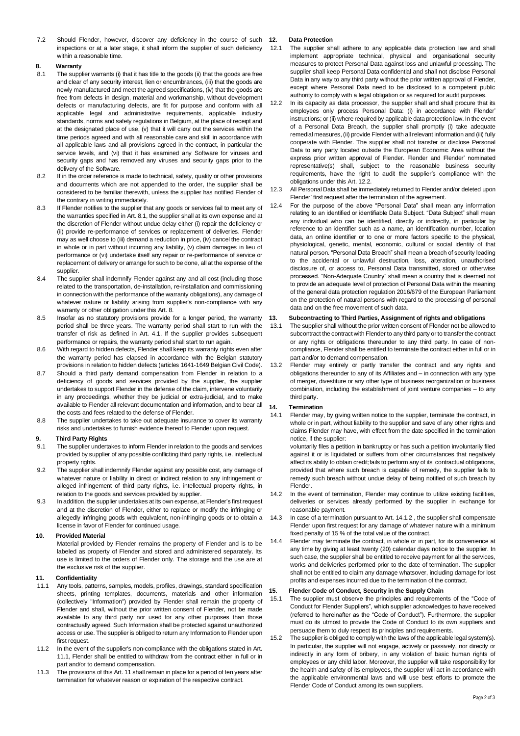7.2 Should Flender, however, discover any deficiency in the course of such inspections or at a later stage, it shall inform the supplier of such deficiency within a reasonable time.

## 8. Warranty

8.1 The supplier warrants (i) that it has title to the goods (ii) that the goods are free and clear of any security interest, lien or encumbrances, (iii) that the goods are newly manufactured and meet the agreed specifications, (iv) that the goods are free from defects in design, material and workmanship, without development defects or manufacturing defects, are fit for purpose and conform with all applicable legal and administrative requirements, applicable industry standards, norms and safety regulations in Belgium, at the place of receipt and at the designated place of use, (v) that it will carry out the services within the time periods agreed and with all reasonable care and skill in accordance with all applicable laws and all provisions agreed in the contract, in particular the service levels, and (vi) that it has examined any Software for viruses and security gaps and has removed any viruses and security gaps prior to the delivery of the Software.

8.2 If in the order reference is made to technical, safety, quality or other provisions and documents which are not appended to the order, the supplier shall be considered to be familiar therewith, unless the supplier has notified Flender of the contrary in writing immediately.

8.3 If Flender notifies to the supplier that any goods or services fail to meet any of the warranties specified in Art. 8.1, the supplier shall at its own expense and at the discretion of Flender without undue delay either (i) repair the deficiency or (ii) provide re-performance of services or replacement of deliveries. Flender may as well choose to (iii) demand a reduction in price, (iv) cancel the contract in whole or in part without incurring any liability, (v) claim damages in lieu of performance or (vi) undertake itself any repair or re-performance of service or replacement of delivery or arrange for such to be done, all at the expense of the supplier.

8.4 The supplier shall indemnify Flender against any and all cost (including those related to the transportation, de-installation, re-installation and commissioning in connection with the performance of the warranty obligations), any damage of whatever nature or liability arising from supplier's non-compliance with any warranty or other obligation under this Art. 8.

8.5 Insofar as no statutory provisions provide for a longer period, the warranty period shall be three years. The warranty period shall start to run with the transfer of risk as defined in Art. 4.1. If the supplier provides subsequent performance or repairs, the warranty period shall start to run again.

8.6 With regard to hidden defects, Flender shall keep its warranty rights even after the warranty period has elapsed in accordance with the Belgian statutory provisions in relation to hidden defects (articles 1641-1649 Belgian Civil Code).

8.7 Should a third party demand compensation from Flender in relation to a deficiency of goods and services provided by the supplier, the supplier undertakes to support Flender in the defense of the claim, intervene voluntarily in any proceedings, whether they be judicial or extra-judicial, and to make available to Flender all relevant documentation and information, and to bear all the costs and fees related to the defense of Flender.

8.8 The supplier undertakes to take out adequate insurance to cover its warranty risks and undertakes to furnish evidence thereof to Flender upon request.

## 9. Third Party Rights

9.1 The supplier undertakes to inform Flender in relation to the goods and services provided by supplier of any possible conflicting third party rights, i.e. intellectual property rights.

9.2 The supplier shall indemnify Flender against any possible cost, any damage of whatever nature or liability in direct or indirect relation to any infringement or alleged infringement of third party rights, i.e. intellectual property rights, in relation to the goods and services provided by supplier.

9.3 In addition, the supplier undertakes at its own expense, at Flender's first request and at the discretion of Flender, either to replace or modify the infringing or allegedly infringing goods with equivalent, non-infringing goods or to obtain a license in favor of Flender for continued usage.

## 10. Provided Material

Material provided by Flender remains the property of Flender and is to be labeled as property of Flender and stored and administered separately. Its use is limited to the orders of Flender only. The storage and the use are at the exclusive risk of the supplier.

## 11. Confidentiality

11.1 Any tools, patterns, samples, models, profiles, drawings, standard specification sheets, printing templates, documents, materials and other information (collectively "Information") provided by Flender shall remain the property of Flender and shall, without the prior written consent of Flender, not be made available to any third party nor used for any other purposes than those contractually agreed. Such Information shall be protected against unauthorized access or use. The supplier is obliged to return any Information to Flender upon first request.

11.2 In the event of the supplier's non-compliance with the obligations stated in Art. 11.1, Flender shall be entitled to withdraw from the contract either in full or in part and/or to demand compensation.

11.3 The provisions of this Art. 11 shall remain in place for a period of ten years after termination for whatever reason or expiration of the respective contract.

## 12. Data Protection

12.1 The supplier shall adhere to any applicable data protection law and shall implement appropriate technical, physical and organisational security measures to protect Personal Data against loss and unlawful processing. The supplier shall keep Personal Data confidential and shall not disclose Personal Data in any way to any third party without the prior written approval of Flender, except where Personal Data need to be disclosed to a competent public authority to comply with a legal obligation or as required for audit purposes.

12.2 In its capacity as data processor, the supplier shall and shall procure that its employees only process Personal Data: (i) in accordance with Flender' instructions; or (ii) where required by applicable data protection law. In the event of a Personal Data Breach, the supplier shall promptly (i) take adequate remedial measures, (ii) provide Flender with all relevant information and (iii) fully cooperate with Flender. The supplier shall not transfer or disclose Personal Data to any party located outside the European Economic Area without the express prior written approval of Flender. Flender and Flender' nominated representative(s) shall, subject to the reasonable business security requirements, have the right to audit the supplier's compliance with the obligations under this Art. 12.2.

12.3 All Personal Data shall be immediately returned to Flender and/or deleted upon Flender' first request after the termination of the agreement.

12.4 For the purpose of the above "Personal Data" shall mean any information relating to an identified or identifiable Data Subject. "Data Subject" shall mean any individual who can be identified, directly or indirectly, in particular by reference to an identifier such as a name, an identification number, location data, an online identifier or to one or more factors specific to the physical, physiological, genetic, mental, economic, cultural or social identity of that natural person. "Personal Data Breach" shall mean a breach of security leading to the accidental or unlawful destruction, loss, alteration, unauthorised disclosure of, or access to, Personal Data transmitted, stored or otherwise processed. "Non-Adequate Country" shall mean a country that is deemed not to provide an adequate level of protection of Personal Data within the meaning of the general data protection regulation 2016/679 of the European Parliament on the protection of natural persons with regard to the processing of personal data and on the free movement of such data.

## 13. Subcontracting to Third Parties, Assignment of rights and obligations

13.1 The supplier shall without the prior written consent of Flender not be allowed to subcontract the contract with Flender to any third party or to transfer the contract or any rights or obligations thereunder to any third party. In case of non-compliance, Flender shall be entitled to terminate the contract either in full or in part and/or to demand compensation.

13.2 Flender may entirely or partly transfer the contract and any rights and obligations thereunder to any of its Affiliates and – in connection with any type of merger, divestiture or any other type of business reorganization or business combination, including the establishment of joint venture companies – to any third party.

## 14. Termination

14.1 Flender may, by giving written notice to the supplier, terminate the contract, in whole or in part, without liability to the supplier and save of any other rights and claims Flender may have, with effect from the date specified in the termination notice, if the supplier:

voluntarily files a petition in bankruptcy or has such a petition involuntarily filed against it or is liquidated or suffers from other circumstances that negatively affect its ability to obtain credit;fails to perform any of its contractual obligations, provided that where such breach is capable of remedy, the supplier fails to remedy such breach without undue delay of being notified of such breach by Flender.

14.2 In the event of termination, Flender may continue to utilize existing facilities, deliveries or services already performed by the supplier in exchange for reasonable payment.

14.3 In case of a termination pursuant to Art. 14.1.2 , the supplier shall compensate Flender upon first request for any damage of whatever nature with a minimum fixed penalty of 15 % of the total value of the contract.

14.4 Flender may terminate the contract, in whole or in part, for its convenience at any time by giving at least twenty (20) calendar days notice to the supplier. In such case, the supplier shall be entitled to receive payment for all the services, works and delivieries performed prior to the date of termination. The supplier shall not be entitled to claim any damage whatsoever, including damage for lost profits and expenses incurred due to the termination of the contract.

## 15. Flender Code of Conduct, Security in the Supply Chain

15.1 The supplier must observe the principles and requirements of the "Code of Conduct for Flender Suppliers", which supplier acknowledges to have received (referred to hereinafter as the "Code of Conduct"). Furthermore, the supplier must do its utmost to provide the Code of Conduct to its own suppliers and persuade them to duly respect its principles and requirements.

15.2 The supplier is obliged to comply with the laws of the applicable legal system(s). In particular, the supplier will not engage, actively or passively, nor directly or indirectly in any form of bribery, in any violation of basic human rights of employees or any child labor. Moreover, the supplier will take responsibility for the health and safety of its employees, the supplier will act in accordance with the applicable environmental laws and will use best efforts to promote the Flender Code of Conduct among its own suppliers.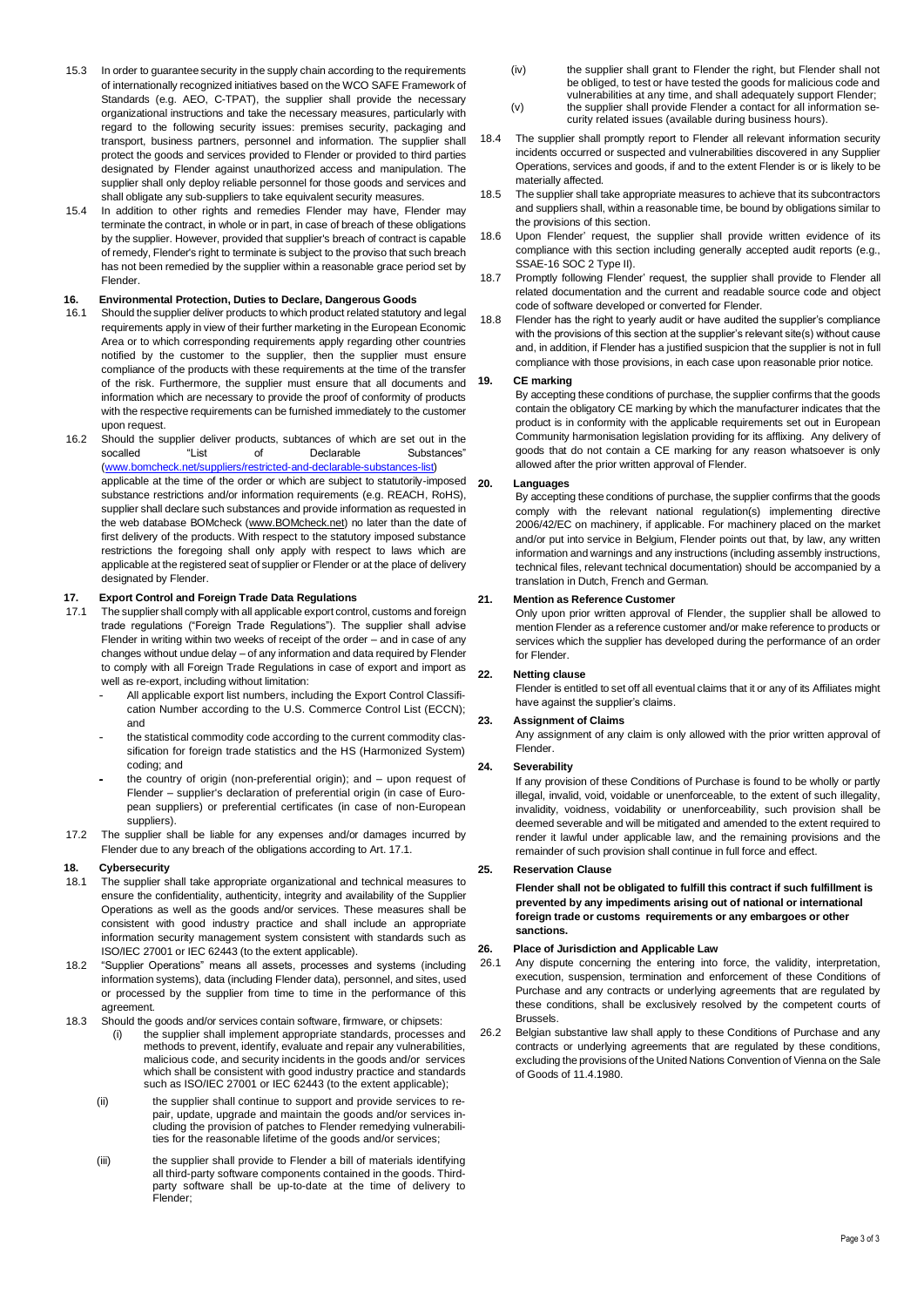15.3 In order to guarantee security in the supply chain according to the requirements of internationally recognized initiatives based on the WCO SAFE Framework of Standards (e.g. AEO, C-TPAT), the supplier shall provide the necessary organizational instructions and take the necessary measures, particularly with regard to the following security issues: premises security, packaging and transport, business partners, personnel and information. The supplier shall protect the goods and services provided to Flender or provided to third parties designated by Flender against unauthorized access and manipulation. The supplier shall only deploy reliable personnel for those goods and services and shall obligate any sub-suppliers to take equivalent security measures.

15.4 In addition to other rights and remedies Flender may have, Flender may terminate the contract, in whole or in part, in case of breach of these obligations by the supplier. However, provided that supplier's breach of contract is capable of remedy, Flender's right to terminate is subject to the proviso that such breach has not been remedied by the supplier within a reasonable grace period set by Flender.

## 16. Environmental Protection, Duties to Declare, Dangerous Goods

16.1 Should the supplier deliver products to which product related statutory and legal requirements apply in view of their further marketing in the European Economic Area or to which corresponding requirements apply regarding other countries notified by the customer to the supplier, then the supplier must ensure compliance of the products with these requirements at the time of the transfer of the risk. Furthermore, the supplier must ensure that all documents and information which are necessary to provide the proof of conformity of products with the respective requirements can be furnished immediately to the customer upon request.

16.2 Should the supplier deliver products, subtances of which are set out in the socalled "List of Declarable Substances" (www.bomcheck.net/suppliers/restricted-and-declarable-substances-list) applicable at the time of the order or which are subject to statutorily-imposed substance restrictions and/or information requirements (e.g. REACH, RoHS), supplier shall declare such substances and provide information as requested in the web database BOMcheck (www.BOMcheck.net) no later than the date of first delivery of the products. With respect to the statutory imposed substance restrictions the foregoing shall only apply with respect to laws which are applicable at the registered seat of supplier or Flender or at the place of delivery designated by Flender.

## 17. Export Control and Foreign Trade Data Regulations

17.1 The supplier shall comply with all applicable export control, customs and foreign trade regulations ("Foreign Trade Regulations"). The supplier shall advise Flender in writing within two weeks of receipt of the order – and in case of any changes without undue delay – of any information and data required by Flender to comply with all Foreign Trade Regulations in case of export and import as well as re-export, including without limitation:

- All applicable export list numbers, including the Export Control Classification Number according to the U.S. Commerce Control List (ECCN); and
- the statistical commodity code according to the current commodity classification for foreign trade statistics and the HS (Harmonized System) coding; and
- the country of origin (non-preferential origin); and – upon request of Flender – supplier's declaration of preferential origin (in case of European suppliers) or preferential certificates (in case of non-European suppliers).

17.2 The supplier shall be liable for any expenses and/or damages incurred by Flender due to any breach of the obligations according to Art. 17.1.

## 18. Cybersecurity

18.1 The supplier shall take appropriate organizational and technical measures to ensure the confidentiality, authenticity, integrity and availability of the Supplier Operations as well as the goods and/or services. These measures shall be consistent with good industry practice and shall include an appropriate information security management system consistent with standards such as ISO/IEC 27001 or IEC 62443 (to the extent applicable).

18.2 "Supplier Operations" means all assets, processes and systems (including information systems), data (including Flender data), personnel, and sites, used or processed by the supplier from time to time in the performance of this agreement.

18.3 Should the goods and/or services contain software, firmware, or chipsets:

(i) the supplier shall implement appropriate standards, processes and methods to prevent, identify, evaluate and repair any vulnerabilities, malicious code, and security incidents in the goods and/or services which shall be consistent with good industry practice and standards such as ISO/IEC 27001 or IEC 62443 (to the extent applicable);

(ii) the supplier shall continue to support and provide services to repair, update, upgrade and maintain the goods and/or services including the provision of patches to Flender remedying vulnerabilities for the reasonable lifetime of the goods and/or services;

(iii) the supplier shall provide to Flender a bill of materials identifying all third-party software components contained in the goods. Third-party software shall be up-to-date at the time of delivery to Flender;

(iv) the supplier shall grant to Flender the right, but Flender shall not be obliged, to test or have tested the goods for malicious code and vulnerabilities at any time, and shall adequately support Flender;

(v) the supplier shall provide Flender a contact for all information security related issues (available during business hours).

18.4 The supplier shall promptly report to Flender all relevant information security incidents occurred or suspected and vulnerabilities discovered in any Supplier Operations, services and goods, if and to the extent Flender is or is likely to be materially affected.

18.5 The supplier shall take appropriate measures to achieve that its subcontractors and suppliers shall, within a reasonable time, be bound by obligations similar to the provisions of this section.

18.6 Upon Flender' request, the supplier shall provide written evidence of its compliance with this section including generally accepted audit reports (e.g., SSAE-16 SOC 2 Type II).

18.7 Promptly following Flender' request, the supplier shall provide to Flender all related documentation and the current and readable source code and object code of software developed or converted for Flender.

18.8 Flender has the right to yearly audit or have audited the supplier's compliance with the provisions of this section at the supplier's relevant site(s) without cause and, in addition, if Flender has a justified suspicion that the supplier is not in full compliance with those provisions, in each case upon reasonable prior notice.

## 19. CE marking

By accepting these conditions of purchase, the supplier confirms that the goods contain the obligatory CE marking by which the manufacturer indicates that the product is in conformity with the applicable requirements set out in European Community harmonisation legislation providing for its affixing. Any delivery of goods that do not contain a CE marking for any reason whatsoever is only allowed after the prior written approval of Flender.

## 20. Languages

By accepting these conditions of purchase, the supplier confirms that the goods comply with the relevant national regulation(s) implementing directive 2006/42/EC on machinery, if applicable. For machinery placed on the market and/or put into service in Belgium, Flender points out that, by law, any written information and warnings and any instructions (including assembly instructions, technical files, relevant technical documentation) should be accompanied by a translation in Dutch, French and German.

## 21. Mention as Reference Customer

Only upon prior written approval of Flender, the supplier shall be allowed to mention Flender as a reference customer and/or make reference to products or services which the supplier has developed during the performance of an order for Flender.

## 22. Netting clause

Flender is entitled to set off all eventual claims that it or any of its Affiliates might have against the supplier's claims.

## 23. Assignment of Claims

Any assignment of any claim is only allowed with the prior written approval of Flender.

## 24. Severability

If any provision of these Conditions of Purchase is found to be wholly or partly illegal, invalid, void, voidable or unenforceable, to the extent of such illegality, invalidity, voidness, voidability or unenforceability, such provision shall be deemed severable and will be mitigated and amended to the extent required to render it lawful under applicable law, and the remaining provisions and the remainder of such provision shall continue in full force and effect.

## 25. Reservation Clause

**Flender shall not be obligated to fulfill this contract if such fulfillment is prevented by any impediments arising out of national or international foreign trade or customs requirements or any embargoes or other sanctions.**

## 26. Place of Jurisdiction and Applicable Law

26.1 Any dispute concerning the entering into force, the validity, interpretation, execution, suspension, termination and enforcement of these Conditions of Purchase and any contracts or underlying agreements that are regulated by these conditions, shall be exclusively resolved by the competent courts of Brussels.

26.2 Belgian substantive law shall apply to these Conditions of Purchase and any contracts or underlying agreements that are regulated by these conditions, excluding the provisions of the United Nations Convention of Vienna on the Sale of Goods of 11.4.1980.